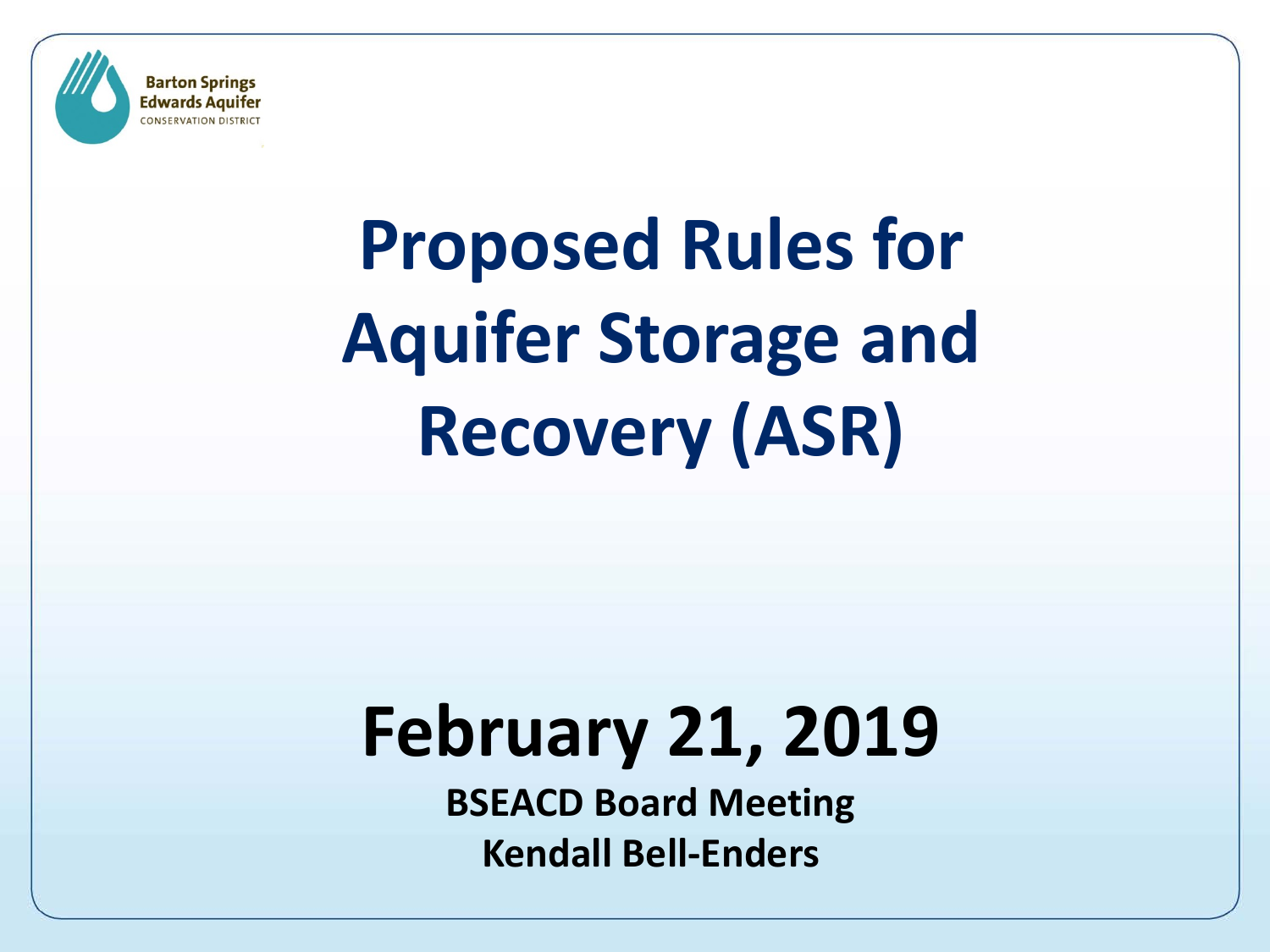Barton Springs
Edwards Aquifer
CONSERVATION DISTRICT

# Proposed Rules for Aquifer Storage and Recovery (ASR)

## February 21, 2019

**BSEACD Board Meeting**

**Kendall Bell-Enders**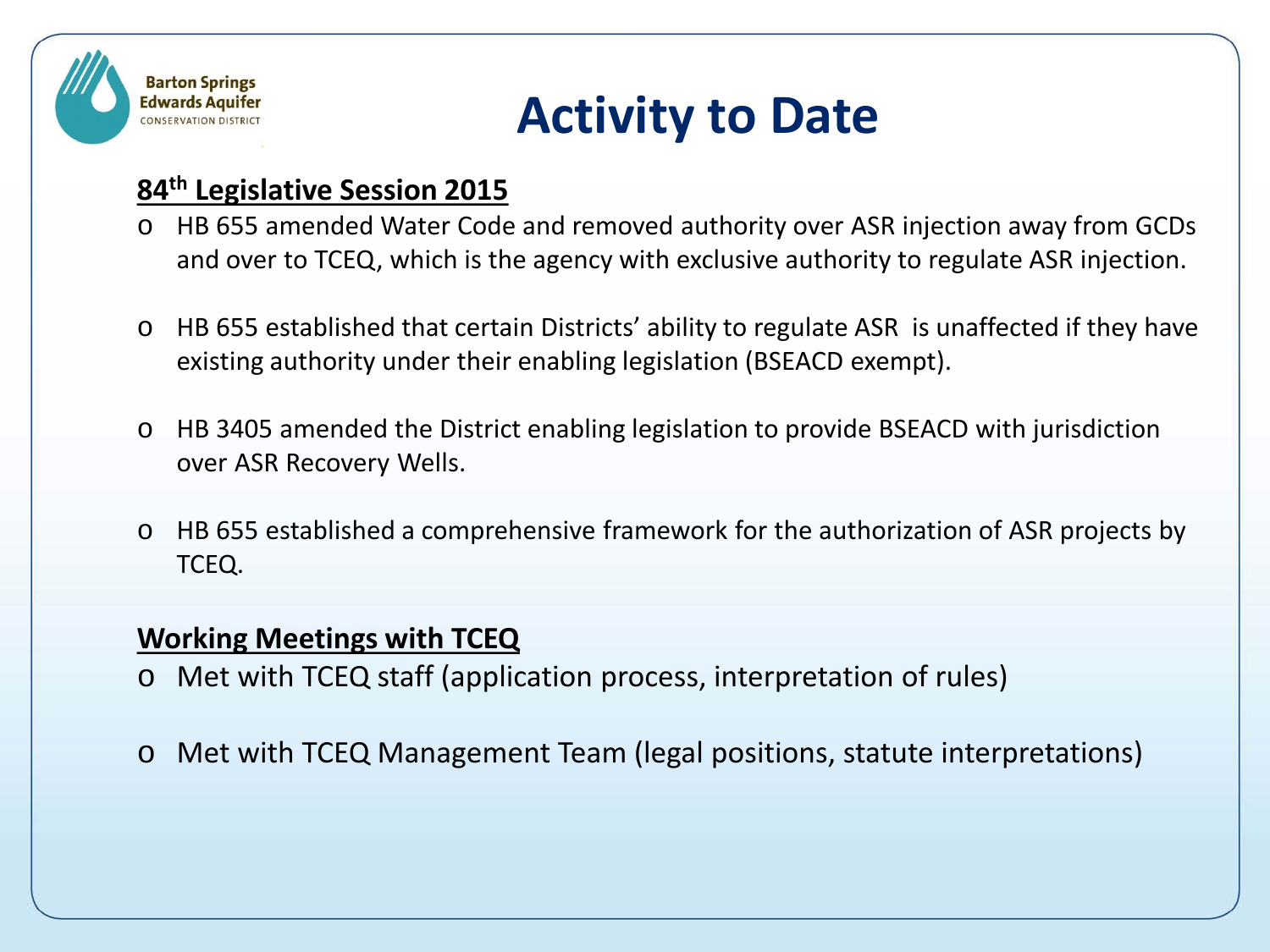# Activity to Date

## 84th Legislative Session 2015

- HB 655 amended Water Code and removed authority over ASR injection away from GCDs and over to TCEQ, which is the agency with exclusive authority to regulate ASR injection.
- HB 655 established that certain Districts' ability to regulate ASR is unaffected if they have existing authority under their enabling legislation (BSEACD exempt).
- HB 3405 amended the District enabling legislation to provide BSEACD with jurisdiction over ASR Recovery Wells.
- HB 655 established a comprehensive framework for the authorization of ASR projects by TCEQ.

## Working Meetings with TCEQ

- Met with TCEQ staff (application process, interpretation of rules)
- Met with TCEQ Management Team (legal positions, statute interpretations)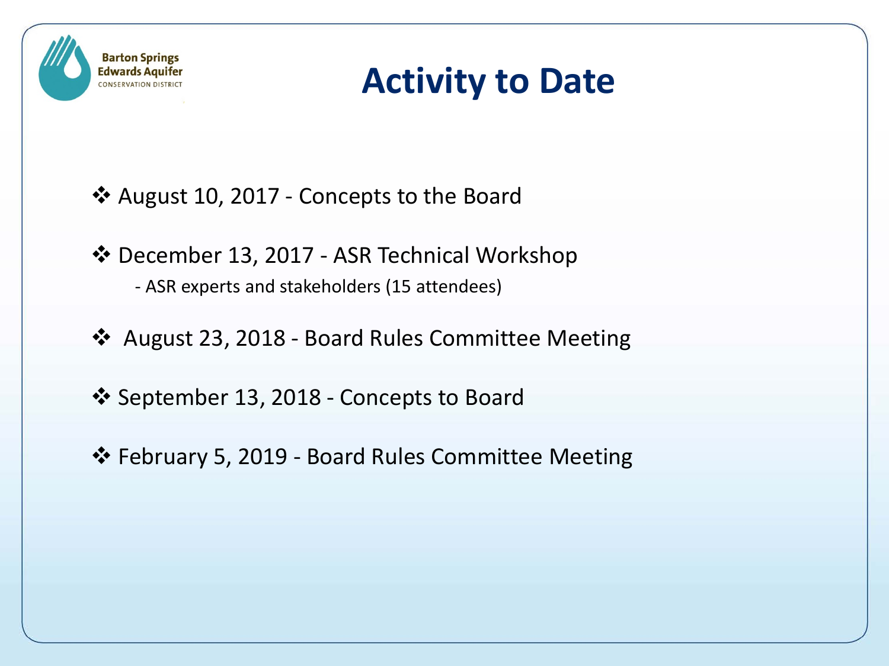# Activity to Date

- August 10, 2017 - Concepts to the Board
- December 13, 2017 - ASR Technical Workshop
  - ASR experts and stakeholders (15 attendees)
- August 23, 2018 - Board Rules Committee Meeting
- September 13, 2018 - Concepts to Board
- February 5, 2019 - Board Rules Committee Meeting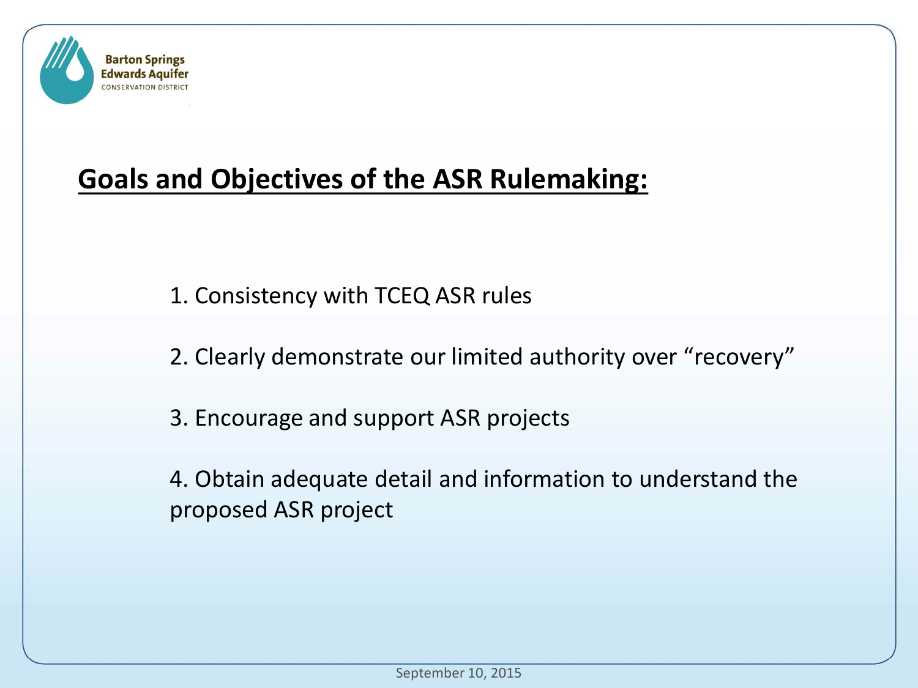## Goals and Objectives of the ASR Rulemaking:

1. Consistency with TCEQ ASR rules

2. Clearly demonstrate our limited authority over "recovery"

3. Encourage and support ASR projects

4. Obtain adequate detail and information to understand the proposed ASR project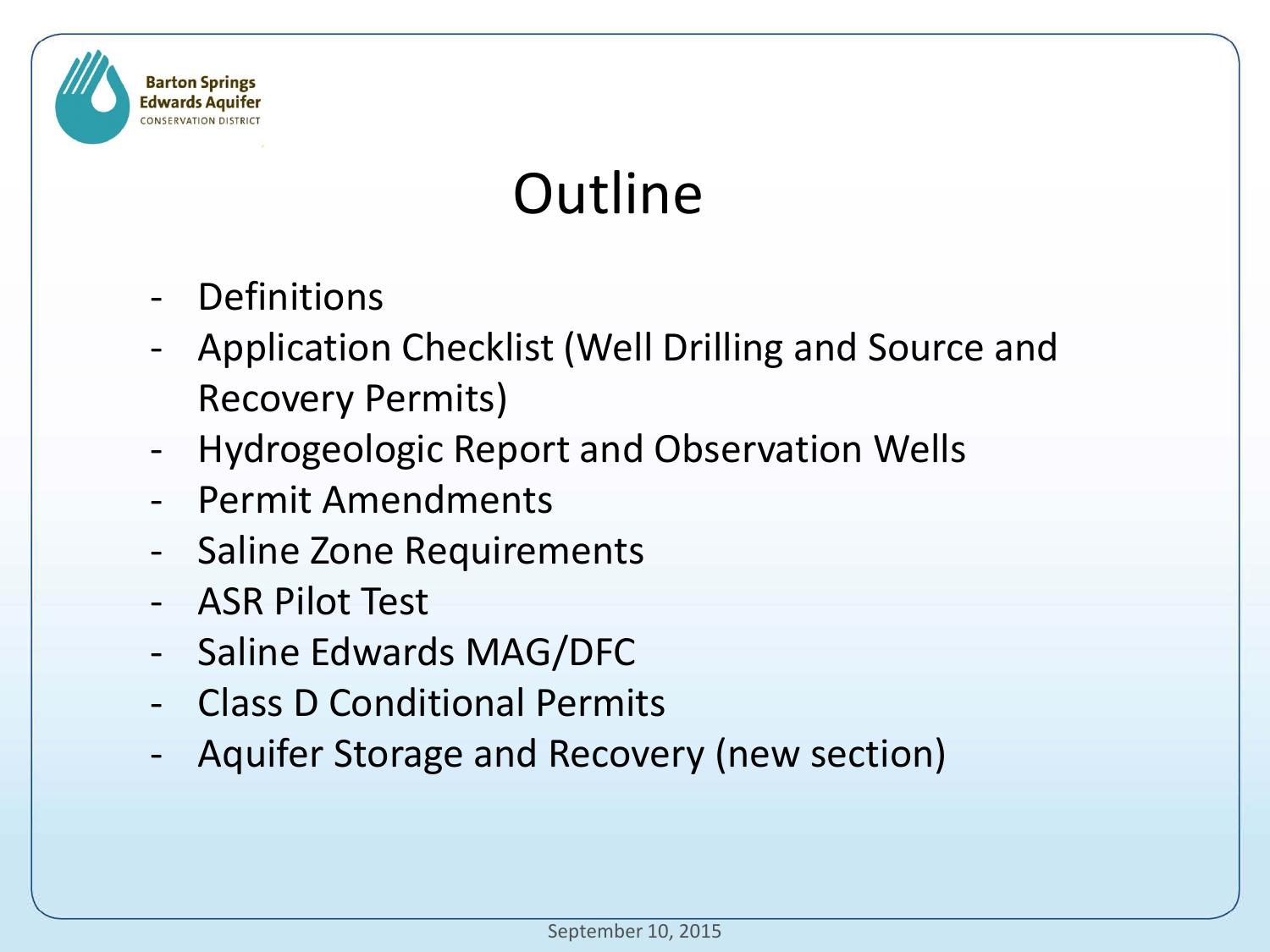# Outline

- Definitions
- Application Checklist (Well Drilling and Source and Recovery Permits)
- Hydrogeologic Report and Observation Wells
- Permit Amendments
- Saline Zone Requirements
- ASR Pilot Test
- Saline Edwards MAG/DFC
- Class D Conditional Permits
- Aquifer Storage and Recovery (new section)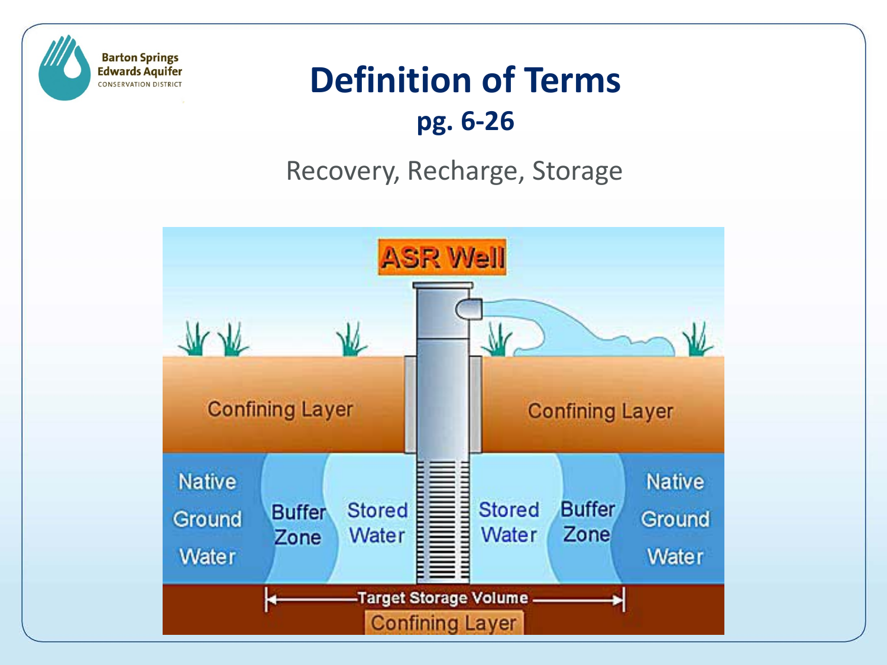# Definition of Terms

## pg. 6-26

Recovery, Recharge, Storage

ASR Well

Confining Layer

Confining Layer

Native Ground Water

Buffer Zone

Stored Water

Stored Water

Buffer Zone

Native Ground Water

Target Storage Volume

Confining Layer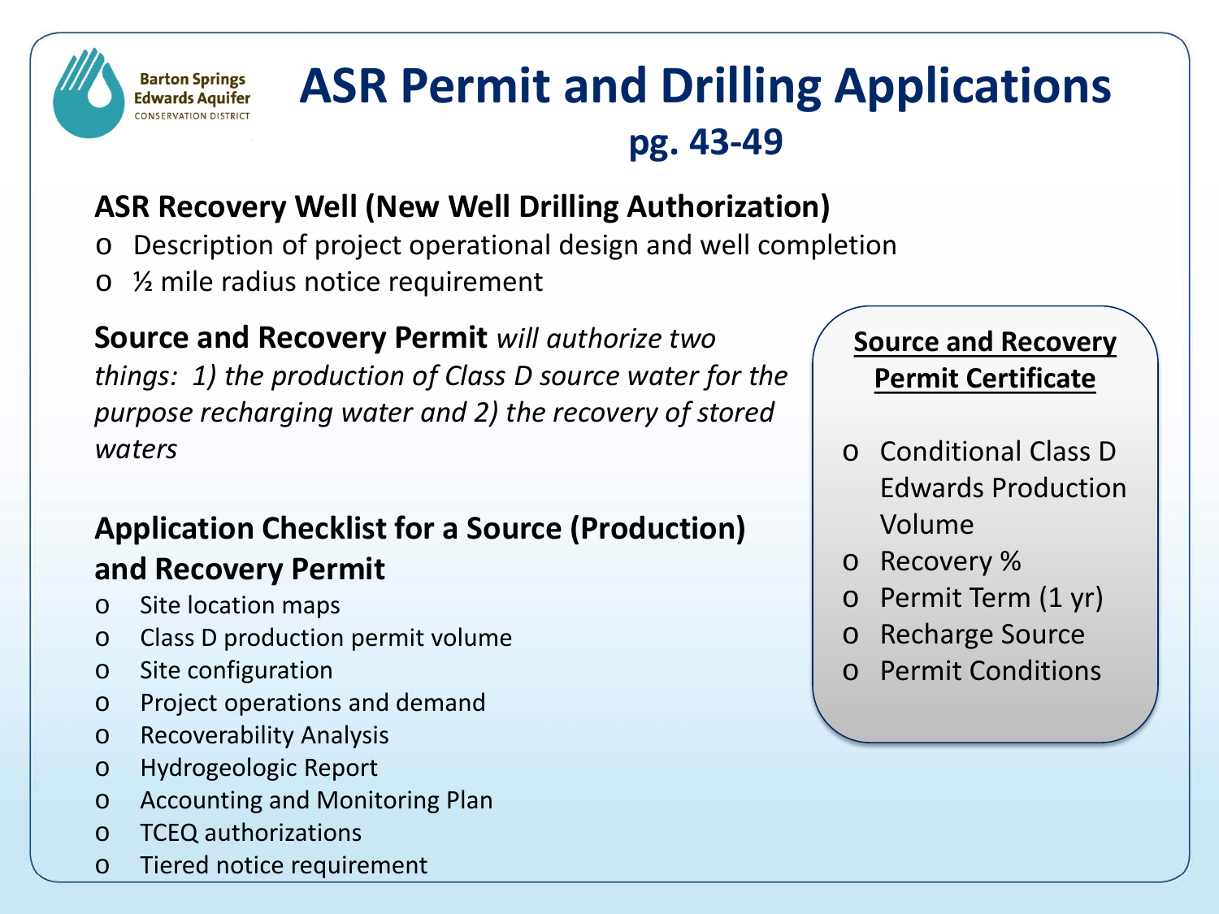# ASR Permit and Drilling Applications

## pg. 43-49

### ASR Recovery Well (New Well Drilling Authorization)

- Description of project operational design and well completion
- ½ mile radius notice requirement

**Source and Recovery Permit** *will authorize two things: 1) the production of Class D source water for the purpose recharging water and 2) the recovery of stored waters*

### Application Checklist for a Source (Production) and Recovery Permit

- Site location maps
- Class D production permit volume
- Site configuration
- Project operations and demand
- Recoverability Analysis
- Hydrogeologic Report
- Accounting and Monitoring Plan
- TCEQ authorizations
- Tiered notice requirement

**Source and Recovery Permit Certificate**

- Conditional Class D Edwards Production Volume
- Recovery %
- Permit Term (1 yr)
- Recharge Source
- Permit Conditions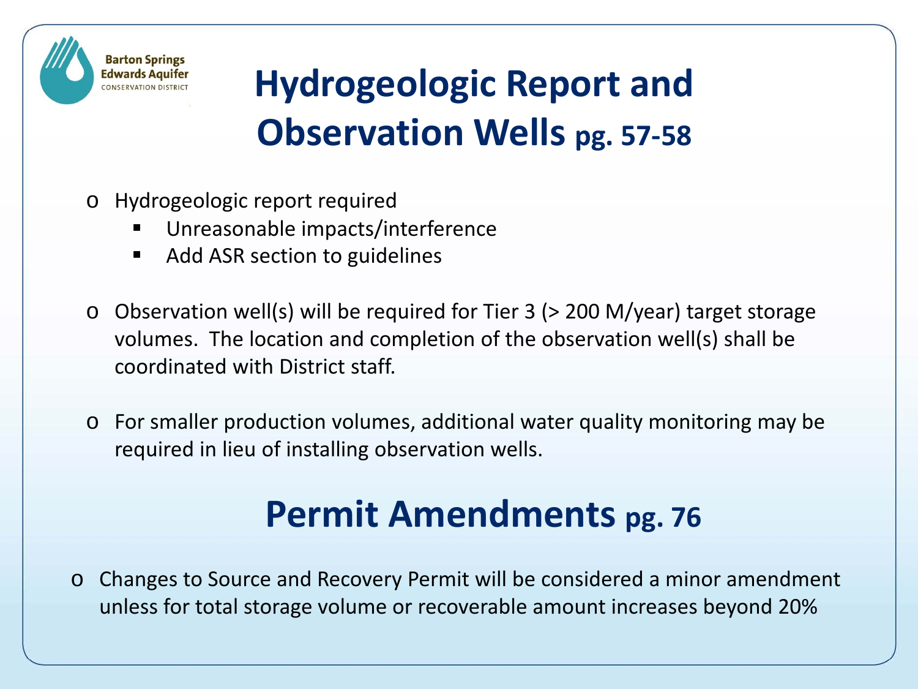Barton Springs Edwards Aquifer Conservation District

# Hydrogeologic Report and Observation Wells pg. 57-58

- Hydrogeologic report required
  - Unreasonable impacts/interference
  - Add ASR section to guidelines
- Observation well(s) will be required for Tier 3 (> 200 M/year) target storage volumes. The location and completion of the observation well(s) shall be coordinated with District staff.
- For smaller production volumes, additional water quality monitoring may be required in lieu of installing observation wells.

# Permit Amendments pg. 76

- Changes to Source and Recovery Permit will be considered a minor amendment unless for total storage volume or recoverable amount increases beyond 20%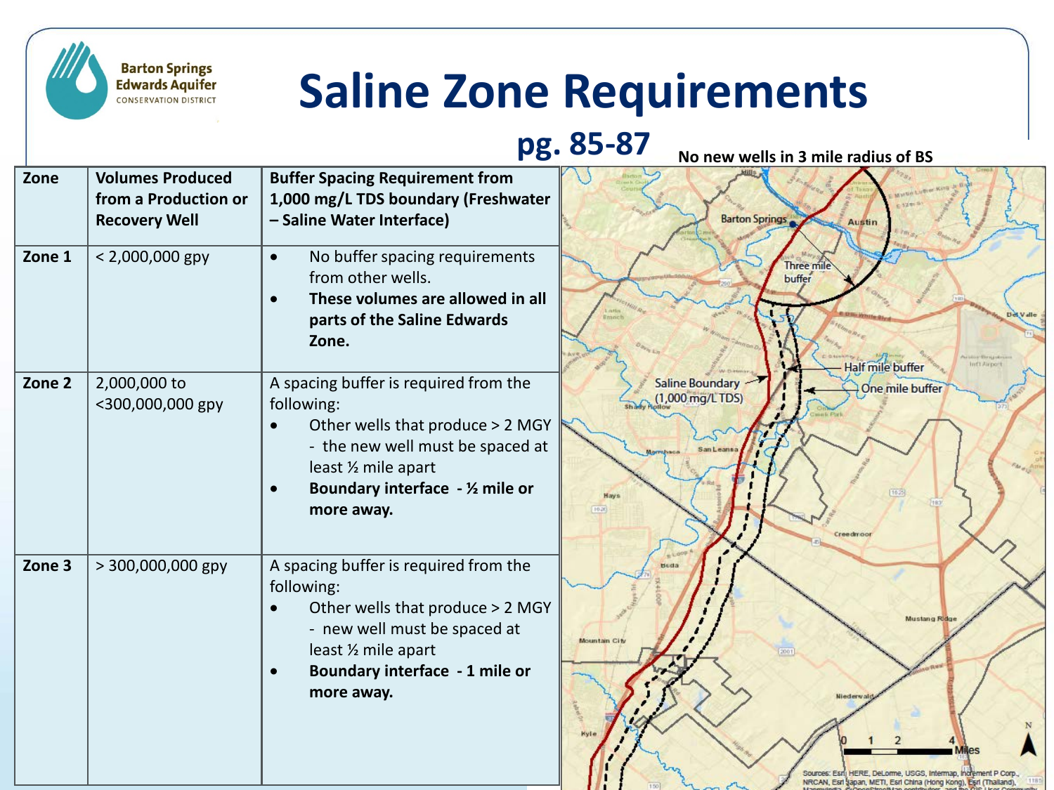# Saline Zone Requirements

## pg. 85-87

| Zone | Volumes Produced from a Production or Recovery Well | Buffer Spacing Requirement from 1,000 mg/L TDS boundary (Freshwater – Saline Water Interface) |
|---|---|---|
| Zone 1 | < 2,000,000 gpy | • No buffer spacing requirements from other wells. • **These volumes are allowed in all parts of the Saline Edwards Zone.** |
| Zone 2 | 2,000,000 to <300,000,000 gpy | A spacing buffer is required from the following: • Other wells that produce > 2 MGY - the new well must be spaced at least ½ mile apart • **Boundary interface - ½ mile or more away.** |
| Zone 3 | > 300,000,000 gpy | A spacing buffer is required from the following: • Other wells that produce > 2 MGY - new well must be spaced at least ½ mile apart • **Boundary interface - 1 mile or more away.** |

**No new wells in 3 mile radius of BS**

Barton Springs, Austin, Three mile buffer, Half mile buffer, One mile buffer, Saline Boundary (1,000 mg/L TDS)

0 1 2 4 Miles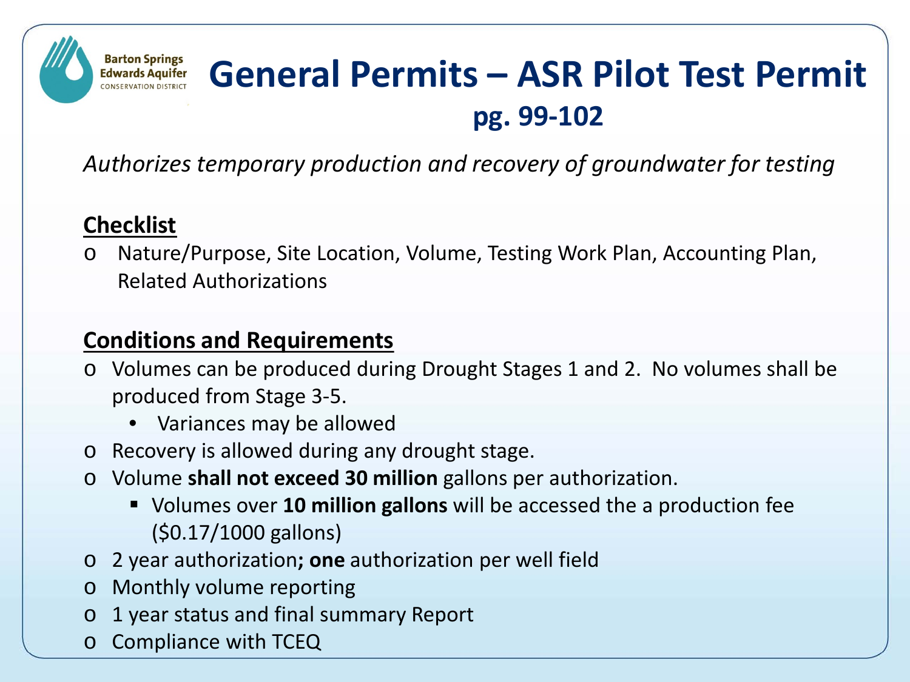# General Permits – ASR Pilot Test Permit pg. 99-102

*Authorizes temporary production and recovery of groundwater for testing*

## Checklist

- Nature/Purpose, Site Location, Volume, Testing Work Plan, Accounting Plan, Related Authorizations

## Conditions and Requirements

- Volumes can be produced during Drought Stages 1 and 2. No volumes shall be produced from Stage 3-5.
  - Variances may be allowed
- Recovery is allowed during any drought stage.
- Volume **shall not exceed 30 million** gallons per authorization.
  - Volumes over **10 million gallons** will be accessed the a production fee ($0.17/1000 gallons)
- 2 year authorization**;** **one** authorization per well field
- Monthly volume reporting
- 1 year status and final summary Report
- Compliance with TCEQ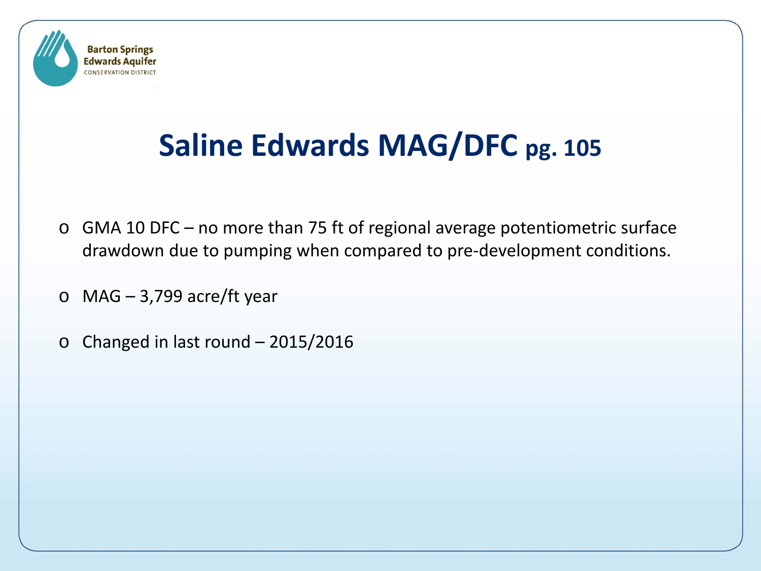# Saline Edwards MAG/DFC pg. 105

- GMA 10 DFC – no more than 75 ft of regional average potentiometric surface drawdown due to pumping when compared to pre-development conditions.
- MAG – 3,799 acre/ft year
- Changed in last round – 2015/2016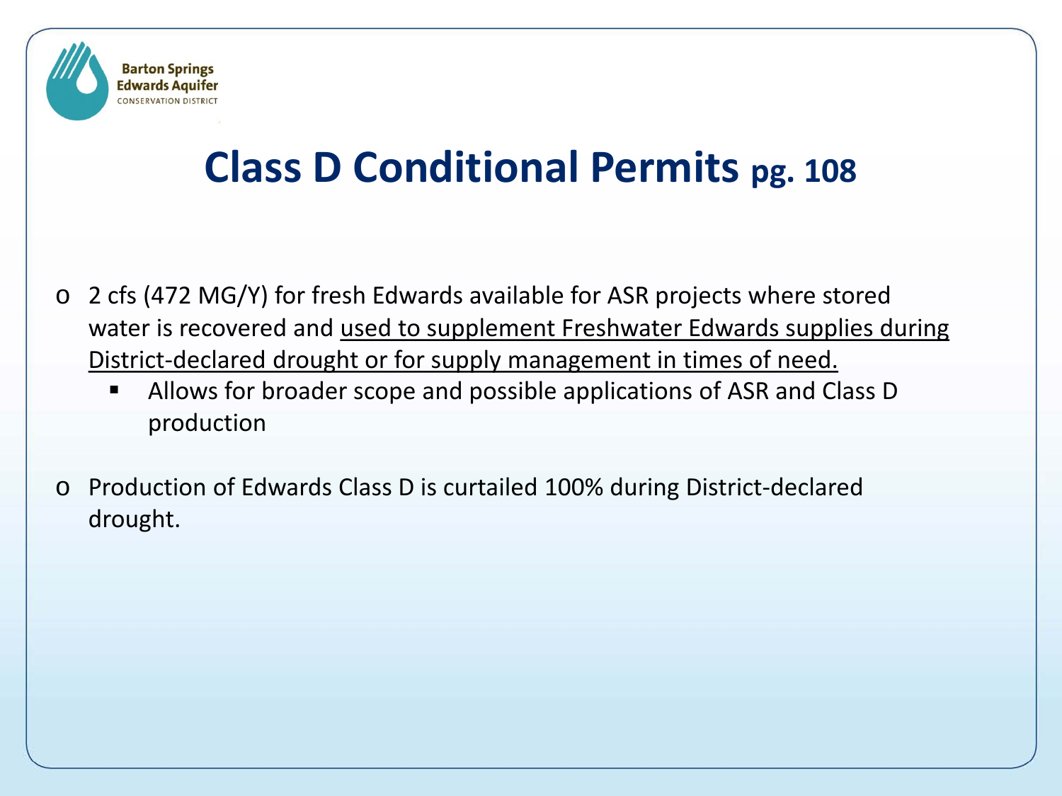# Class D Conditional Permits pg. 108

- 2 cfs (472 MG/Y) for fresh Edwards available for ASR projects where stored water is recovered and <u>used to supplement Freshwater Edwards supplies during District-declared drought or for supply management in times of need.</u>
  - Allows for broader scope and possible applications of ASR and Class D production
- Production of Edwards Class D is curtailed 100% during District-declared drought.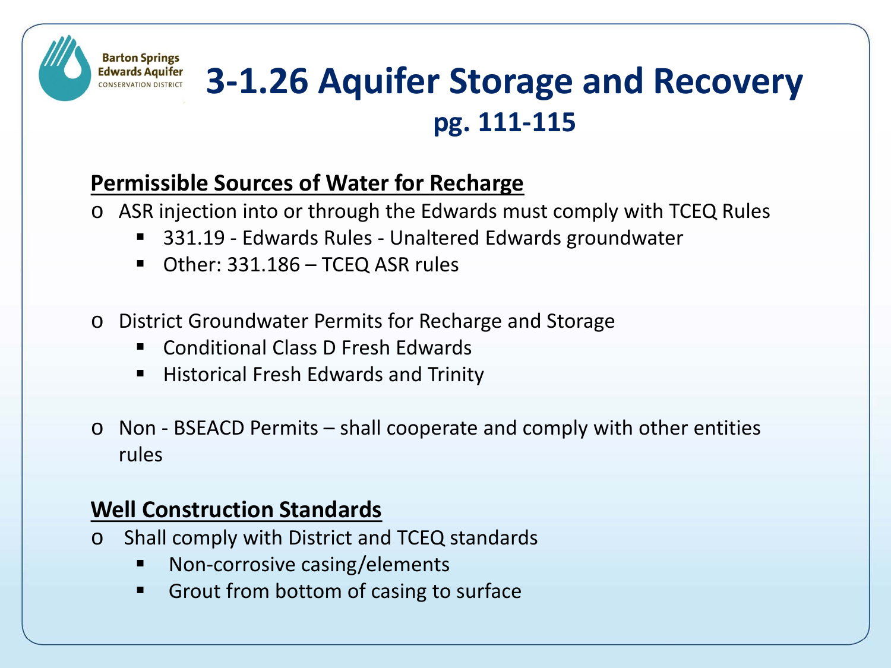Barton Springs Edwards Aquifer CONSERVATION DISTRICT

# 3-1.26 Aquifer Storage and Recovery

## pg. 111-115

### Permissible Sources of Water for Recharge

- ASR injection into or through the Edwards must comply with TCEQ Rules
  - 331.19 - Edwards Rules - Unaltered Edwards groundwater
  - Other: 331.186 – TCEQ ASR rules
- District Groundwater Permits for Recharge and Storage
  - Conditional Class D Fresh Edwards
  - Historical Fresh Edwards and Trinity
- Non - BSEACD Permits – shall cooperate and comply with other entities rules

### Well Construction Standards

- Shall comply with District and TCEQ standards
  - Non-corrosive casing/elements
  - Grout from bottom of casing to surface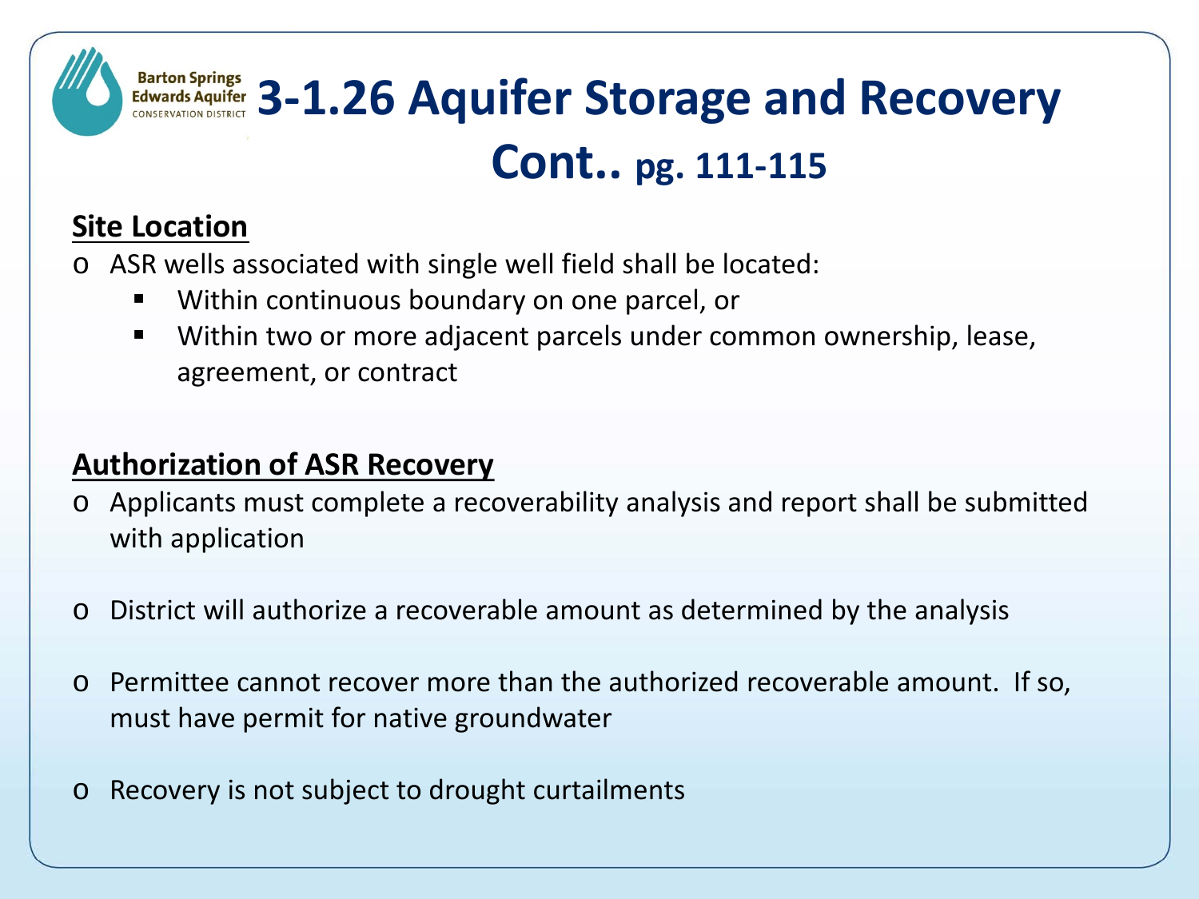# 3-1.26 Aquifer Storage and Recovery Cont.. pg. 111-115

**Site Location**

- ASR wells associated with single well field shall be located:
  - Within continuous boundary on one parcel, or
  - Within two or more adjacent parcels under common ownership, lease, agreement, or contract

**Authorization of ASR Recovery**

- Applicants must complete a recoverability analysis and report shall be submitted with application
- District will authorize a recoverable amount as determined by the analysis
- Permittee cannot recover more than the authorized recoverable amount. If so, must have permit for native groundwater
- Recovery is not subject to drought curtailments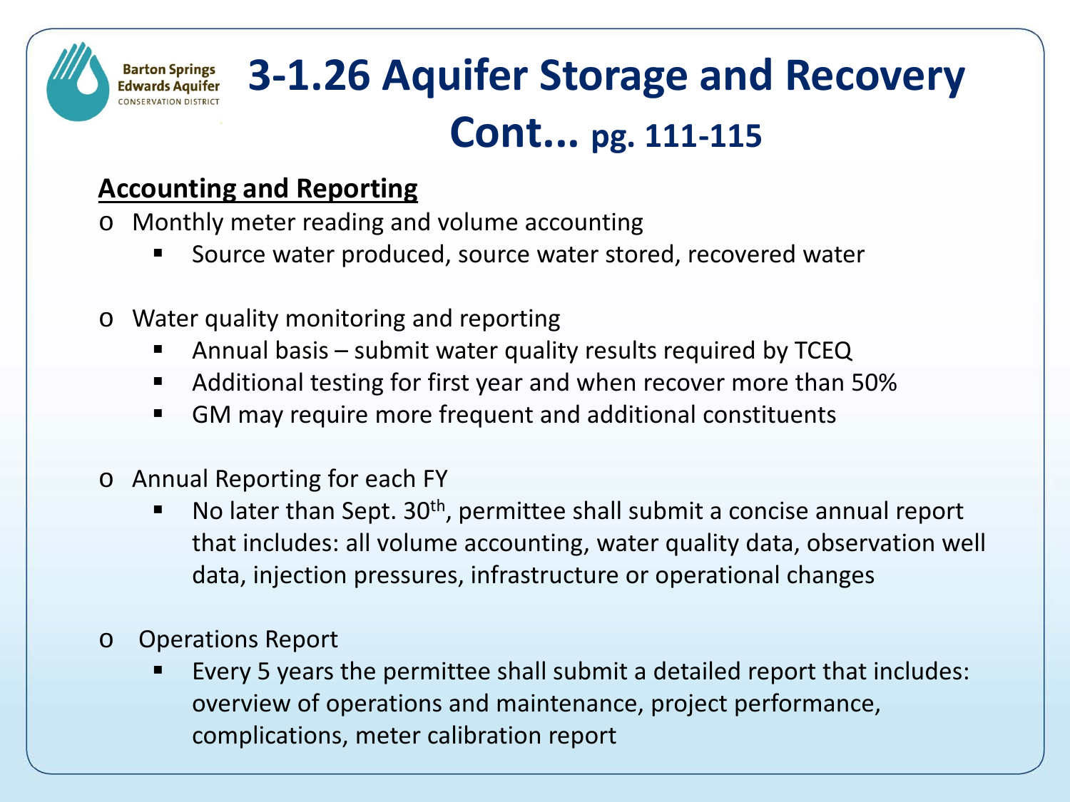# 3-1.26 Aquifer Storage and Recovery Cont... pg. 111-115

**Accounting and Reporting**

- Monthly meter reading and volume accounting
  - Source water produced, source water stored, recovered water
- Water quality monitoring and reporting
  - Annual basis – submit water quality results required by TCEQ
  - Additional testing for first year and when recover more than 50%
  - GM may require more frequent and additional constituents
- Annual Reporting for each FY
  - No later than Sept. 30th, permittee shall submit a concise annual report that includes: all volume accounting, water quality data, observation well data, injection pressures, infrastructure or operational changes
- Operations Report
  - Every 5 years the permittee shall submit a detailed report that includes: overview of operations and maintenance, project performance, complications, meter calibration report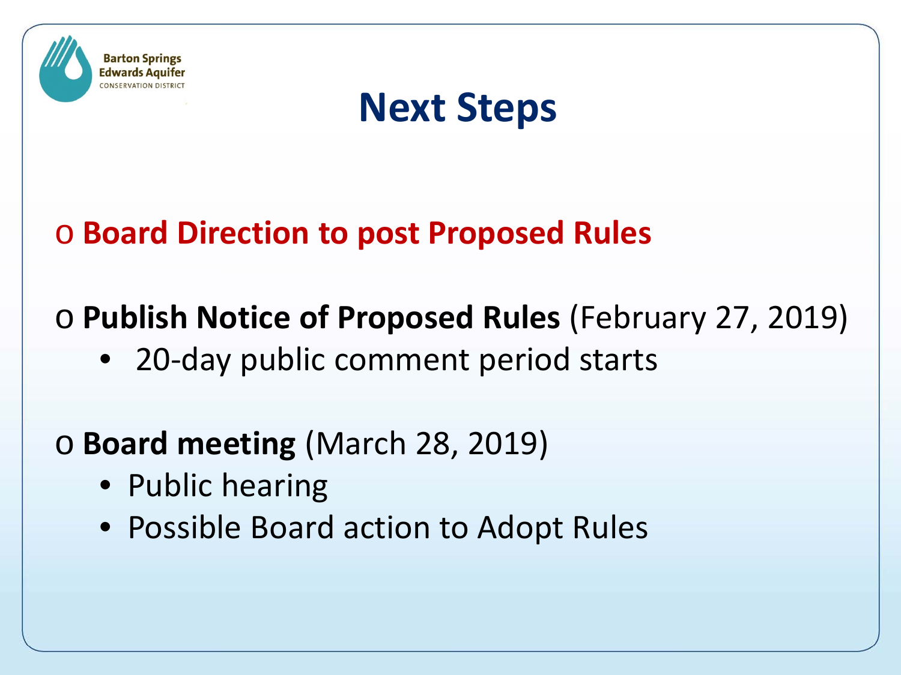Barton Springs Edwards Aquifer CONSERVATION DISTRICT

# Next Steps

- **Board Direction to post Proposed Rules**

- **Publish Notice of Proposed Rules** (February 27, 2019)
  - 20-day public comment period starts

- **Board meeting** (March 28, 2019)
  - Public hearing
  - Possible Board action to Adopt Rules